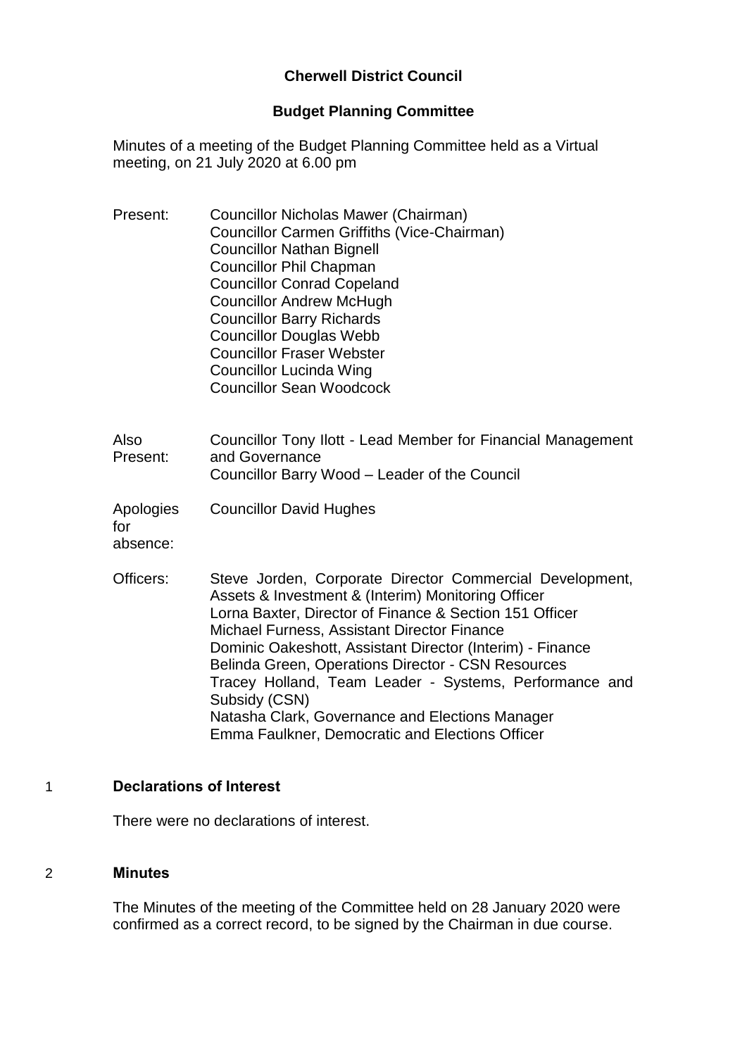# Cherwell District Council

## Budget Planning Committee

Minutes of a meeting of the Budget Planning Committee held as a Virtual meeting, on 21 July 2020 at 6.00 pm

Present:
Councillor Nicholas Mawer (Chairman)
Councillor Carmen Griffiths (Vice-Chairman)
Councillor Nathan Bignell
Councillor Phil Chapman
Councillor Conrad Copeland
Councillor Andrew McHugh
Councillor Barry Richards
Councillor Douglas Webb
Councillor Fraser Webster
Councillor Lucinda Wing
Councillor Sean Woodcock

Also Present:
Councillor Tony Ilott - Lead Member for Financial Management and Governance
Councillor Barry Wood – Leader of the Council

Apologies for absence:
Councillor David Hughes

Officers:
Steve Jorden, Corporate Director Commercial Development, Assets & Investment & (Interim) Monitoring Officer
Lorna Baxter, Director of Finance & Section 151 Officer
Michael Furness, Assistant Director Finance
Dominic Oakeshott, Assistant Director (Interim) - Finance
Belinda Green, Operations Director - CSN Resources
Tracey Holland, Team Leader - Systems, Performance and Subsidy (CSN)
Natasha Clark, Governance and Elections Manager
Emma Faulkner, Democratic and Elections Officer

### 1 Declarations of Interest

There were no declarations of interest.

### 2 Minutes

The Minutes of the meeting of the Committee held on 28 January 2020 were confirmed as a correct record, to be signed by the Chairman in due course.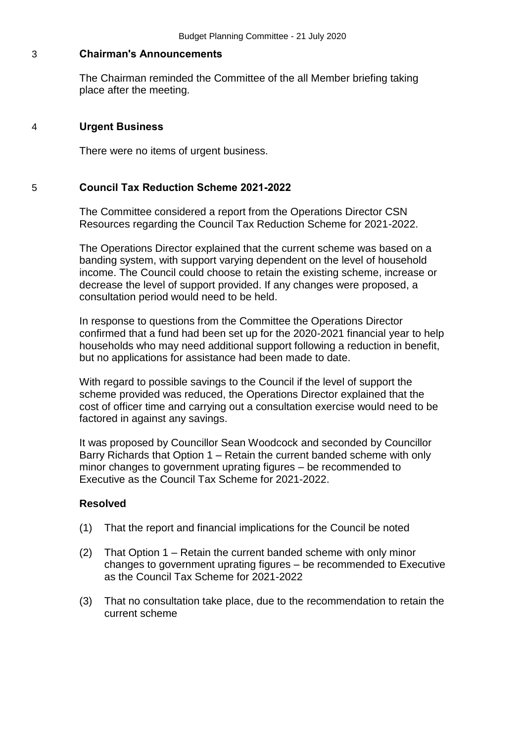## 3 Chairman's Announcements

The Chairman reminded the Committee of the all Member briefing taking place after the meeting.

## 4 Urgent Business

There were no items of urgent business.

## 5 Council Tax Reduction Scheme 2021-2022

The Committee considered a report from the Operations Director CSN Resources regarding the Council Tax Reduction Scheme for 2021-2022.

The Operations Director explained that the current scheme was based on a banding system, with support varying dependent on the level of household income. The Council could choose to retain the existing scheme, increase or decrease the level of support provided. If any changes were proposed, a consultation period would need to be held.

In response to questions from the Committee the Operations Director confirmed that a fund had been set up for the 2020-2021 financial year to help households who may need additional support following a reduction in benefit, but no applications for assistance had been made to date.

With regard to possible savings to the Council if the level of support the scheme provided was reduced, the Operations Director explained that the cost of officer time and carrying out a consultation exercise would need to be factored in against any savings.

It was proposed by Councillor Sean Woodcock and seconded by Councillor Barry Richards that Option 1 – Retain the current banded scheme with only minor changes to government uprating figures – be recommended to Executive as the Council Tax Scheme for 2021-2022.

**Resolved**

(1) That the report and financial implications for the Council be noted

(2) That Option 1 – Retain the current banded scheme with only minor changes to government uprating figures – be recommended to Executive as the Council Tax Scheme for 2021-2022

(3) That no consultation take place, due to the recommendation to retain the current scheme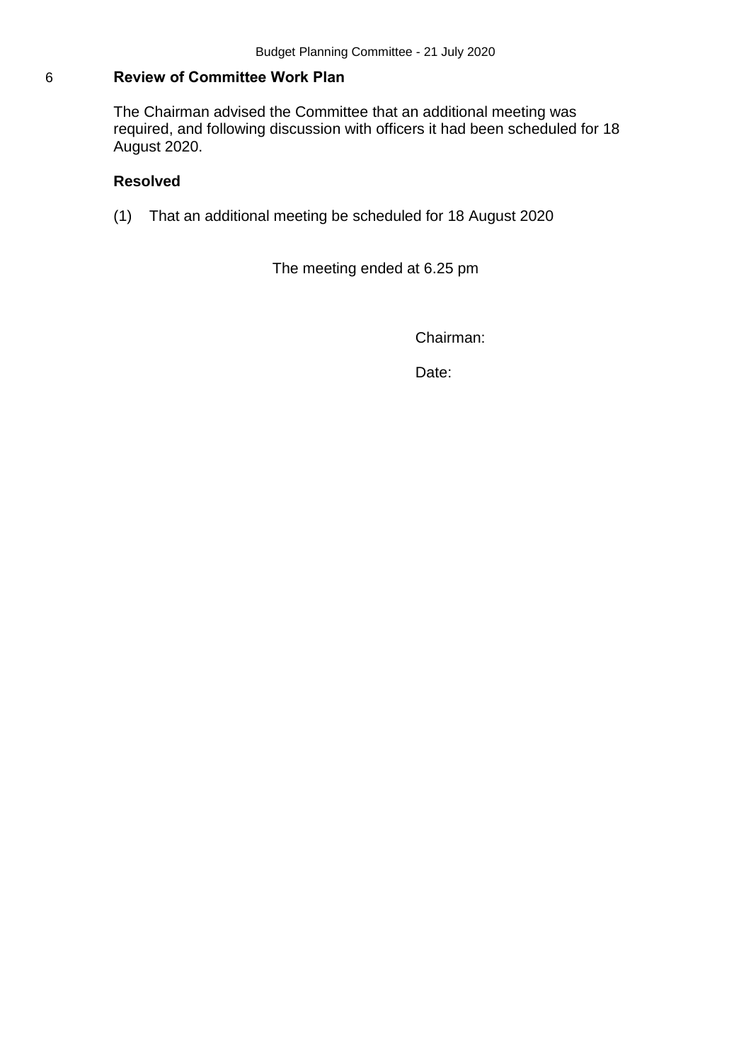## 6 Review of Committee Work Plan

The Chairman advised the Committee that an additional meeting was required, and following discussion with officers it had been scheduled for 18 August 2020.

**Resolved**

(1) That an additional meeting be scheduled for 18 August 2020

The meeting ended at 6.25 pm

Chairman:

Date: